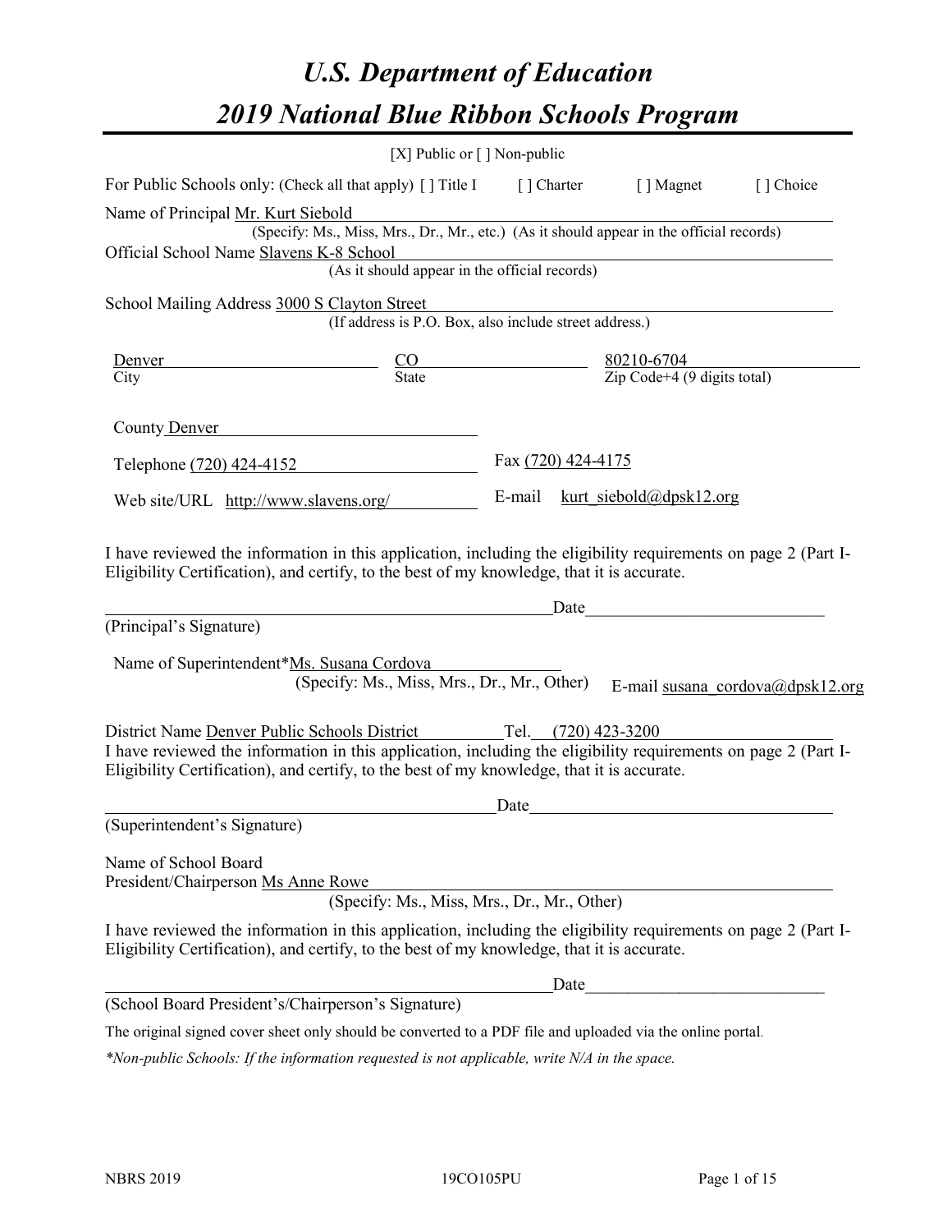# U.S. Department of Education
# 2019 National Blue Ribbon Schools Program

[X] Public or [ ] Non-public

For Public Schools only: (Check all that apply) [ ] Title I [ ] Charter [ ] Magnet [ ] Choice

Name of Principal Mr. Kurt Siebold
(Specify: Ms., Miss, Mrs., Dr., Mr., etc.) (As it should appear in the official records)

Official School Name Slavens K-8 School
(As it should appear in the official records)

School Mailing Address 3000 S Clayton Street
(If address is P.O. Box, also include street address.)

| City | State | Zip Code+4 (9 digits total) |
|---|---|---|
| Denver | CO | 80210-6704 |

County Denver

Telephone (720) 424-4152 Fax (720) 424-4175

Web site/URL http://www.slavens.org/ E-mail kurt_siebold@dpsk12.org

I have reviewed the information in this application, including the eligibility requirements on page 2 (Part I-Eligibility Certification), and certify, to the best of my knowledge, that it is accurate.

_______________________________ Date_______________

(Principal's Signature)

Name of Superintendent*Ms. Susana Cordova
(Specify: Ms., Miss, Mrs., Dr., Mr., Other) E-mail susana_cordova@dpsk12.org

District Name Denver Public Schools District Tel. (720) 423-3200

I have reviewed the information in this application, including the eligibility requirements on page 2 (Part I-Eligibility Certification), and certify, to the best of my knowledge, that it is accurate.

_______________________________ Date_______________

(Superintendent's Signature)

Name of School Board
President/Chairperson Ms Anne Rowe
(Specify: Ms., Miss, Mrs., Dr., Mr., Other)

I have reviewed the information in this application, including the eligibility requirements on page 2 (Part I-Eligibility Certification), and certify, to the best of my knowledge, that it is accurate.

_______________________________ Date_______________

(School Board President's/Chairperson's Signature)

The original signed cover sheet only should be converted to a PDF file and uploaded via the online portal.

*\*Non-public Schools: If the information requested is not applicable, write N/A in the space.*

NBRS 2019 19CO105PU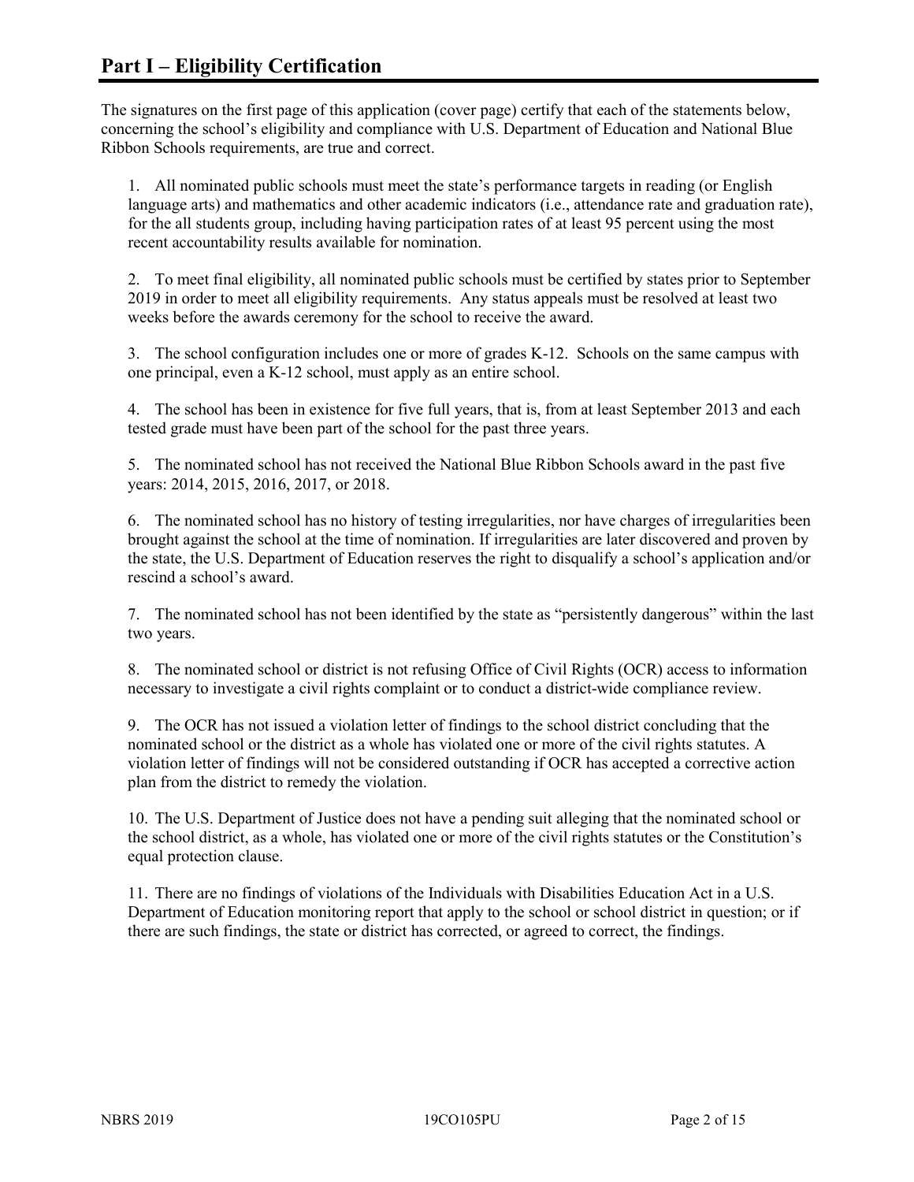# Part I – Eligibility Certification

The signatures on the first page of this application (cover page) certify that each of the statements below, concerning the school's eligibility and compliance with U.S. Department of Education and National Blue Ribbon Schools requirements, are true and correct.

1. All nominated public schools must meet the state's performance targets in reading (or English language arts) and mathematics and other academic indicators (i.e., attendance rate and graduation rate), for the all students group, including having participation rates of at least 95 percent using the most recent accountability results available for nomination.

2. To meet final eligibility, all nominated public schools must be certified by states prior to September 2019 in order to meet all eligibility requirements. Any status appeals must be resolved at least two weeks before the awards ceremony for the school to receive the award.

3. The school configuration includes one or more of grades K-12. Schools on the same campus with one principal, even a K-12 school, must apply as an entire school.

4. The school has been in existence for five full years, that is, from at least September 2013 and each tested grade must have been part of the school for the past three years.

5. The nominated school has not received the National Blue Ribbon Schools award in the past five years: 2014, 2015, 2016, 2017, or 2018.

6. The nominated school has no history of testing irregularities, nor have charges of irregularities been brought against the school at the time of nomination. If irregularities are later discovered and proven by the state, the U.S. Department of Education reserves the right to disqualify a school's application and/or rescind a school's award.

7. The nominated school has not been identified by the state as "persistently dangerous" within the last two years.

8. The nominated school or district is not refusing Office of Civil Rights (OCR) access to information necessary to investigate a civil rights complaint or to conduct a district-wide compliance review.

9. The OCR has not issued a violation letter of findings to the school district concluding that the nominated school or the district as a whole has violated one or more of the civil rights statutes. A violation letter of findings will not be considered outstanding if OCR has accepted a corrective action plan from the district to remedy the violation.

10. The U.S. Department of Justice does not have a pending suit alleging that the nominated school or the school district, as a whole, has violated one or more of the civil rights statutes or the Constitution's equal protection clause.

11. There are no findings of violations of the Individuals with Disabilities Education Act in a U.S. Department of Education monitoring report that apply to the school or school district in question; or if there are such findings, the state or district has corrected, or agreed to correct, the findings.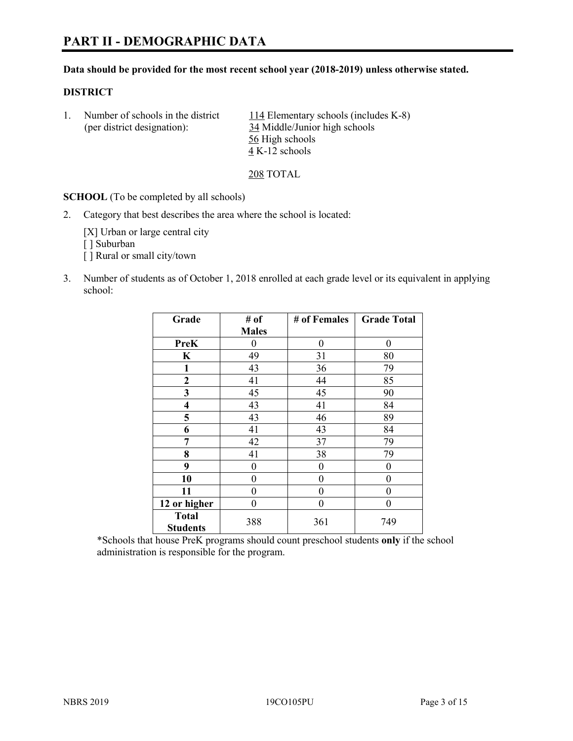# PART II - DEMOGRAPHIC DATA

**Data should be provided for the most recent school year (2018-2019) unless otherwise stated.**

**DISTRICT**

1. Number of schools in the district (per district designation):

   114 Elementary schools (includes K-8)
   34 Middle/Junior high schools
   56 High schools
   4 K-12 schools

   208 TOTAL

**SCHOOL** (To be completed by all schools)

2. Category that best describes the area where the school is located:

   [X] Urban or large central city
   [ ] Suburban
   [ ] Rural or small city/town

3. Number of students as of October 1, 2018 enrolled at each grade level or its equivalent in applying school:

| Grade | # of Males | # of Females | Grade Total |
|---|---|---|---|
| PreK | 0 | 0 | 0 |
| K | 49 | 31 | 80 |
| 1 | 43 | 36 | 79 |
| 2 | 41 | 44 | 85 |
| 3 | 45 | 45 | 90 |
| 4 | 43 | 41 | 84 |
| 5 | 43 | 46 | 89 |
| 6 | 41 | 43 | 84 |
| 7 | 42 | 37 | 79 |
| 8 | 41 | 38 | 79 |
| 9 | 0 | 0 | 0 |
| 10 | 0 | 0 | 0 |
| 11 | 0 | 0 | 0 |
| 12 or higher | 0 | 0 | 0 |
| Total Students | 388 | 361 | 749 |

*Schools that house PreK programs should count preschool students **only** if the school administration is responsible for the program.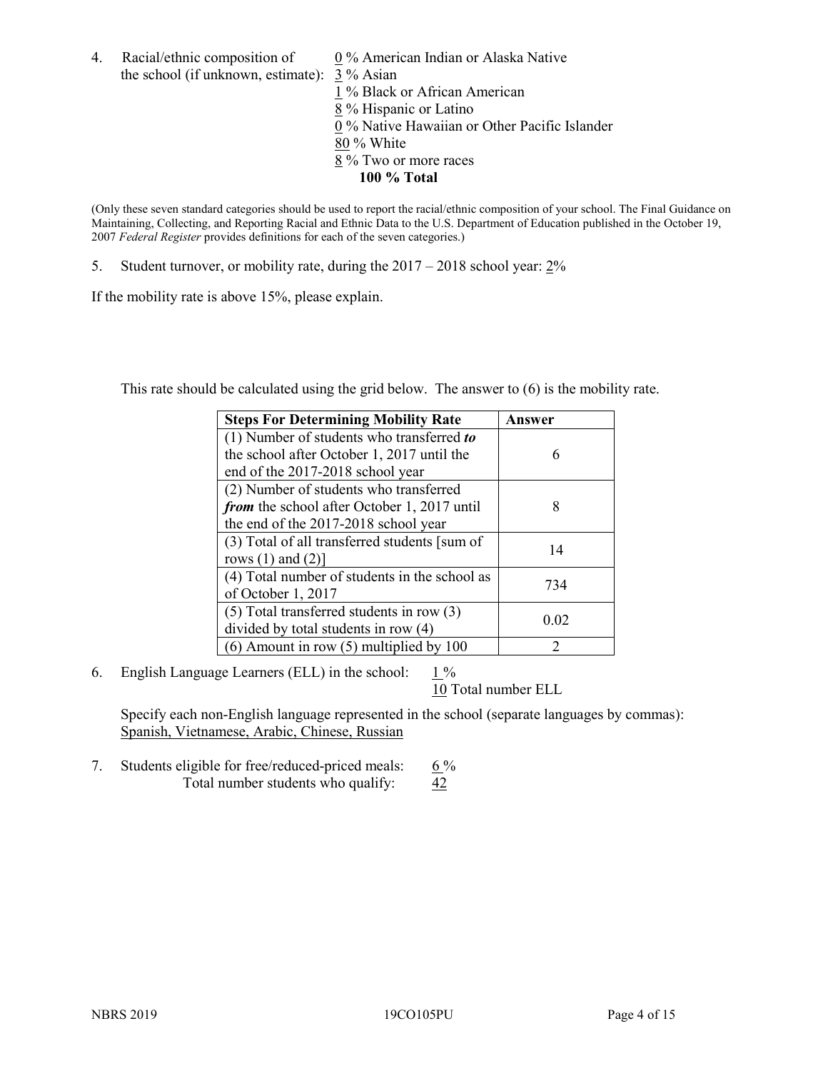4. Racial/ethnic composition of the school (if unknown, estimate):
   - 0 % American Indian or Alaska Native
   - 3 % Asian
   - 1 % Black or African American
   - 8 % Hispanic or Latino
   - 0 % Native Hawaiian or Other Pacific Islander
   - 80 % White
   - 8 % Two or more races
   - **100 % Total**

(Only these seven standard categories should be used to report the racial/ethnic composition of your school. The Final Guidance on Maintaining, Collecting, and Reporting Racial and Ethnic Data to the U.S. Department of Education published in the October 19, 2007 *Federal Register* provides definitions for each of the seven categories.)

5. Student turnover, or mobility rate, during the 2017 – 2018 school year: 2%

If the mobility rate is above 15%, please explain.

This rate should be calculated using the grid below. The answer to (6) is the mobility rate.

| **Steps For Determining Mobility Rate** | **Answer** |
| --- | --- |
| (1) Number of students who transferred ***to*** the school after October 1, 2017 until the end of the 2017-2018 school year | 6 |
| (2) Number of students who transferred ***from*** the school after October 1, 2017 until the end of the 2017-2018 school year | 8 |
| (3) Total of all transferred students [sum of rows (1) and (2)] | 14 |
| (4) Total number of students in the school as of October 1, 2017 | 734 |
| (5) Total transferred students in row (3) divided by total students in row (4) | 0.02 |
| (6) Amount in row (5) multiplied by 100 | 2 |

6. English Language Learners (ELL) in the school: 1 %
   10 Total number ELL

   Specify each non-English language represented in the school (separate languages by commas):
   Spanish, Vietnamese, Arabic, Chinese, Russian

7. Students eligible for free/reduced-priced meals: 6 %
   Total number students who qualify: 42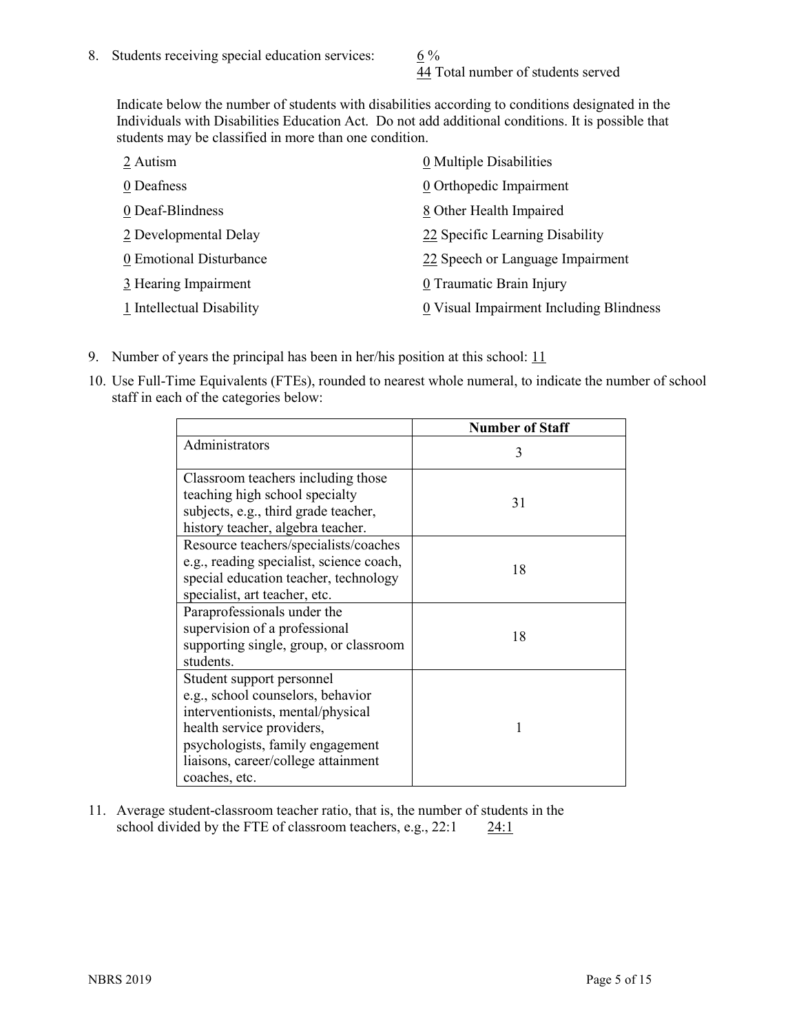8. Students receiving special education services: 6 %
   44 Total number of students served

   Indicate below the number of students with disabilities according to conditions designated in the Individuals with Disabilities Education Act. Do not add additional conditions. It is possible that students may be classified in more than one condition.

| | |
|---|---|
| 2 Autism | 0 Multiple Disabilities |
| 0 Deafness | 0 Orthopedic Impairment |
| 0 Deaf-Blindness | 8 Other Health Impaired |
| 2 Developmental Delay | 22 Specific Learning Disability |
| 0 Emotional Disturbance | 22 Speech or Language Impairment |
| 3 Hearing Impairment | 0 Traumatic Brain Injury |
| 1 Intellectual Disability | 0 Visual Impairment Including Blindness |

9. Number of years the principal has been in her/his position at this school: 11

10. Use Full-Time Equivalents (FTEs), rounded to nearest whole numeral, to indicate the number of school staff in each of the categories below:

| | Number of Staff |
|---|---|
| Administrators | 3 |
| Classroom teachers including those teaching high school specialty subjects, e.g., third grade teacher, history teacher, algebra teacher. | 31 |
| Resource teachers/specialists/coaches e.g., reading specialist, science coach, special education teacher, technology specialist, art teacher, etc. | 18 |
| Paraprofessionals under the supervision of a professional supporting single, group, or classroom students. | 18 |
| Student support personnel e.g., school counselors, behavior interventionists, mental/physical health service providers, psychologists, family engagement liaisons, career/college attainment coaches, etc. | 1 |

11. Average student-classroom teacher ratio, that is, the number of students in the school divided by the FTE of classroom teachers, e.g., 22:1 24:1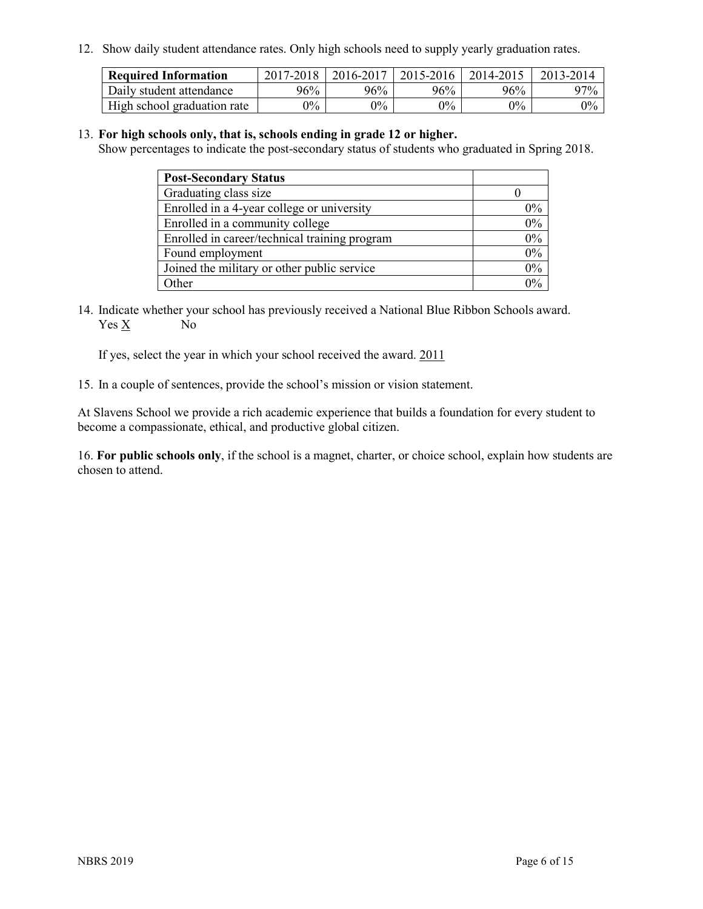12. Show daily student attendance rates. Only high schools need to supply yearly graduation rates.

| Required Information | 2017-2018 | 2016-2017 | 2015-2016 | 2014-2015 | 2013-2014 |
|---|---|---|---|---|---|
| Daily student attendance | 96% | 96% | 96% | 96% | 97% |
| High school graduation rate | 0% | 0% | 0% | 0% | 0% |

13. **For high schools only, that is, schools ending in grade 12 or higher.**
Show percentages to indicate the post-secondary status of students who graduated in Spring 2018.

| Post-Secondary Status | |
|---|---|
| Graduating class size | 0 |
| Enrolled in a 4-year college or university | 0% |
| Enrolled in a community college | 0% |
| Enrolled in career/technical training program | 0% |
| Found employment | 0% |
| Joined the military or other public service | 0% |
| Other | 0% |

14. Indicate whether your school has previously received a National Blue Ribbon Schools award.
Yes X No

If yes, select the year in which your school received the award. 2011

15. In a couple of sentences, provide the school's mission or vision statement.

At Slavens School we provide a rich academic experience that builds a foundation for every student to become a compassionate, ethical, and productive global citizen.

16. **For public schools only**, if the school is a magnet, charter, or choice school, explain how students are chosen to attend.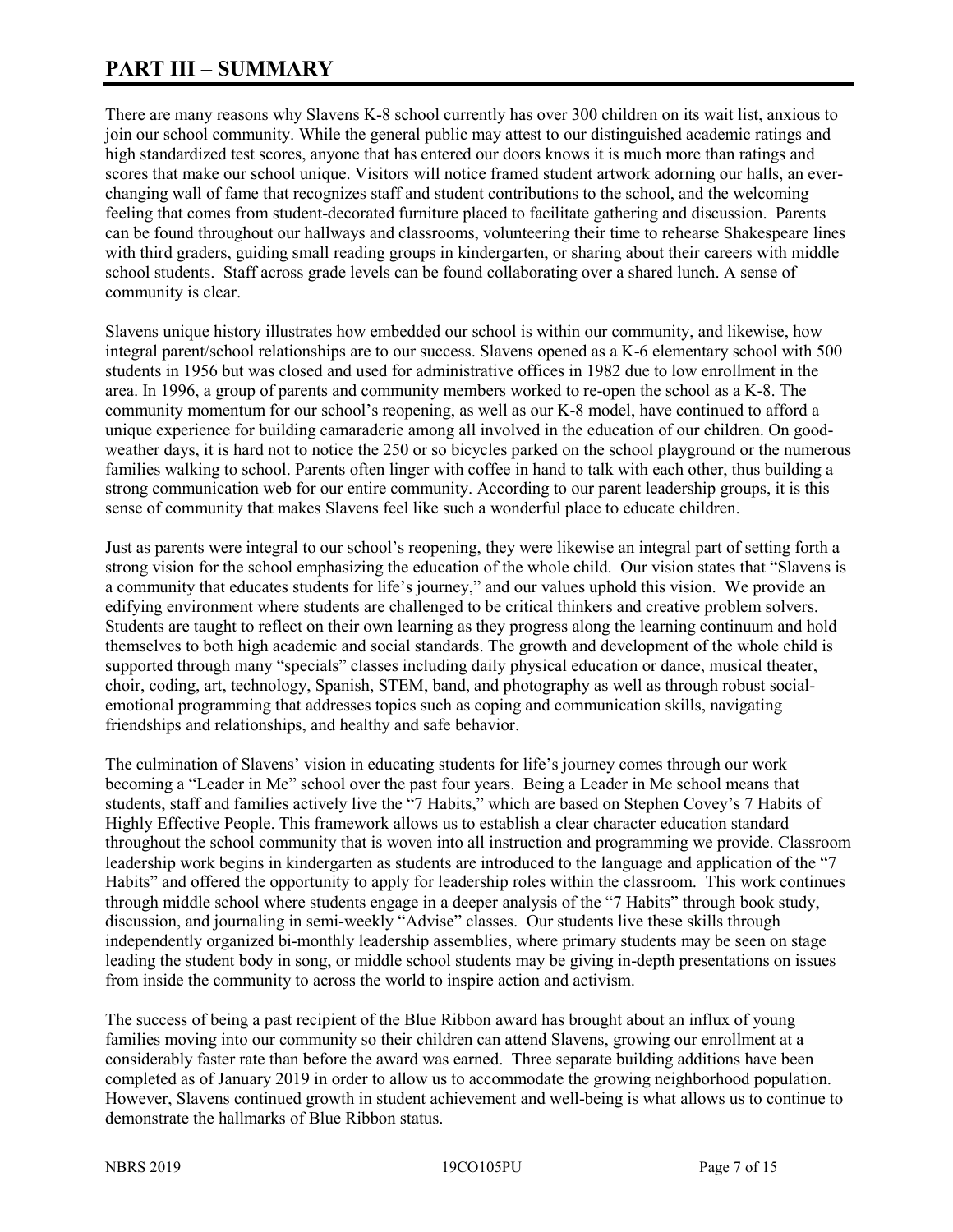# PART III – SUMMARY

There are many reasons why Slavens K-8 school currently has over 300 children on its wait list, anxious to join our school community. While the general public may attest to our distinguished academic ratings and high standardized test scores, anyone that has entered our doors knows it is much more than ratings and scores that make our school unique. Visitors will notice framed student artwork adorning our halls, an ever-changing wall of fame that recognizes staff and student contributions to the school, and the welcoming feeling that comes from student-decorated furniture placed to facilitate gathering and discussion. Parents can be found throughout our hallways and classrooms, volunteering their time to rehearse Shakespeare lines with third graders, guiding small reading groups in kindergarten, or sharing about their careers with middle school students. Staff across grade levels can be found collaborating over a shared lunch. A sense of community is clear.

Slavens unique history illustrates how embedded our school is within our community, and likewise, how integral parent/school relationships are to our success. Slavens opened as a K-6 elementary school with 500 students in 1956 but was closed and used for administrative offices in 1982 due to low enrollment in the area. In 1996, a group of parents and community members worked to re-open the school as a K-8. The community momentum for our school's reopening, as well as our K-8 model, have continued to afford a unique experience for building camaraderie among all involved in the education of our children. On good-weather days, it is hard not to notice the 250 or so bicycles parked on the school playground or the numerous families walking to school. Parents often linger with coffee in hand to talk with each other, thus building a strong communication web for our entire community. According to our parent leadership groups, it is this sense of community that makes Slavens feel like such a wonderful place to educate children.

Just as parents were integral to our school's reopening, they were likewise an integral part of setting forth a strong vision for the school emphasizing the education of the whole child. Our vision states that "Slavens is a community that educates students for life's journey," and our values uphold this vision. We provide an edifying environment where students are challenged to be critical thinkers and creative problem solvers. Students are taught to reflect on their own learning as they progress along the learning continuum and hold themselves to both high academic and social standards. The growth and development of the whole child is supported through many "specials" classes including daily physical education or dance, musical theater, choir, coding, art, technology, Spanish, STEM, band, and photography as well as through robust social-emotional programming that addresses topics such as coping and communication skills, navigating friendships and relationships, and healthy and safe behavior.

The culmination of Slavens' vision in educating students for life's journey comes through our work becoming a "Leader in Me" school over the past four years. Being a Leader in Me school means that students, staff and families actively live the "7 Habits," which are based on Stephen Covey's 7 Habits of Highly Effective People. This framework allows us to establish a clear character education standard throughout the school community that is woven into all instruction and programming we provide. Classroom leadership work begins in kindergarten as students are introduced to the language and application of the "7 Habits" and offered the opportunity to apply for leadership roles within the classroom. This work continues through middle school where students engage in a deeper analysis of the "7 Habits" through book study, discussion, and journaling in semi-weekly "Advise" classes. Our students live these skills through independently organized bi-monthly leadership assemblies, where primary students may be seen on stage leading the student body in song, or middle school students may be giving in-depth presentations on issues from inside the community to across the world to inspire action and activism.

The success of being a past recipient of the Blue Ribbon award has brought about an influx of young families moving into our community so their children can attend Slavens, growing our enrollment at a considerably faster rate than before the award was earned. Three separate building additions have been completed as of January 2019 in order to allow us to accommodate the growing neighborhood population. However, Slavens continued growth in student achievement and well-being is what allows us to continue to demonstrate the hallmarks of Blue Ribbon status.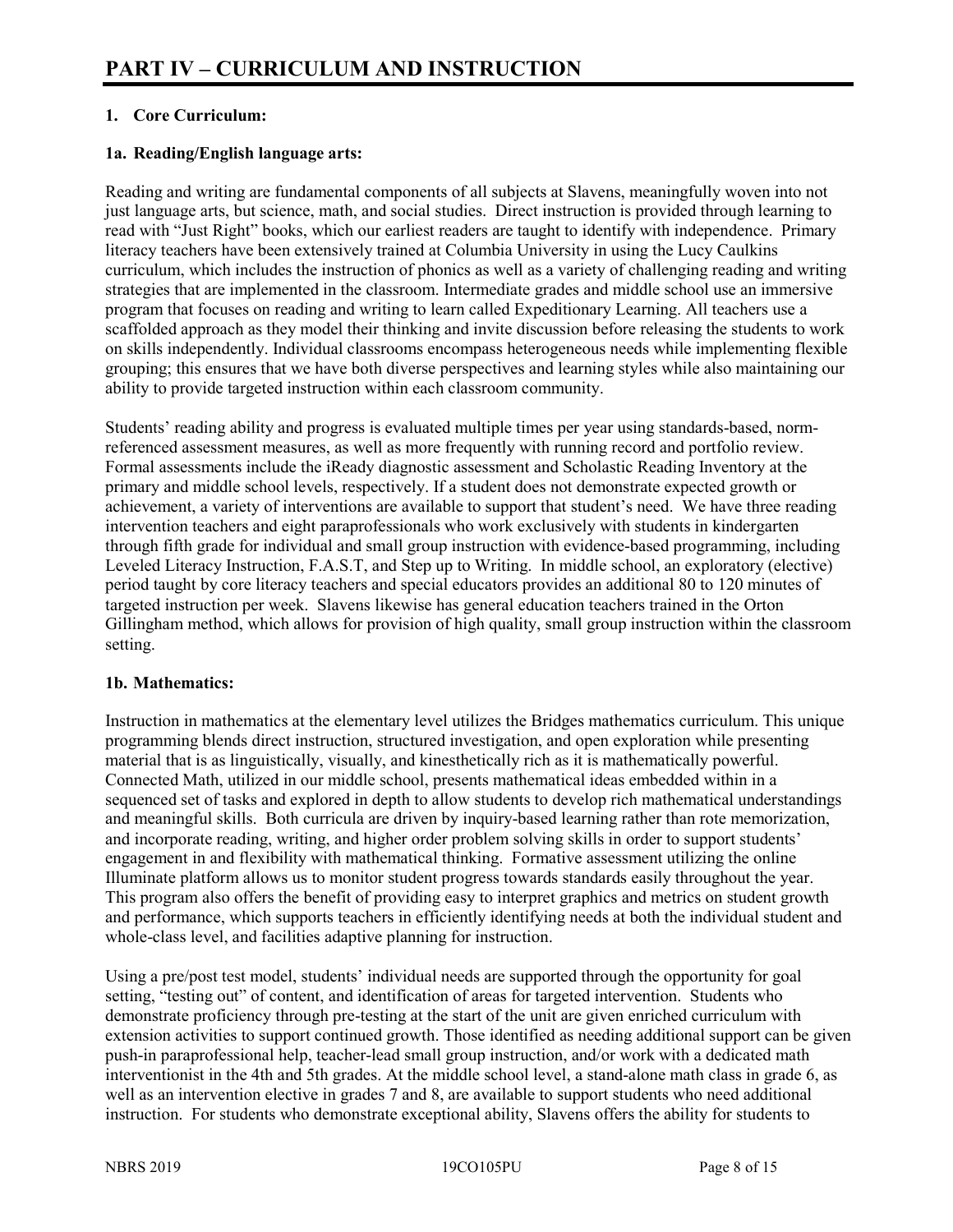# PART IV – CURRICULUM AND INSTRUCTION

## 1. Core Curriculum:

### 1a. Reading/English language arts:

Reading and writing are fundamental components of all subjects at Slavens, meaningfully woven into not just language arts, but science, math, and social studies. Direct instruction is provided through learning to read with "Just Right" books, which our earliest readers are taught to identify with independence. Primary literacy teachers have been extensively trained at Columbia University in using the Lucy Caulkins curriculum, which includes the instruction of phonics as well as a variety of challenging reading and writing strategies that are implemented in the classroom. Intermediate grades and middle school use an immersive program that focuses on reading and writing to learn called Expeditionary Learning. All teachers use a scaffolded approach as they model their thinking and invite discussion before releasing the students to work on skills independently. Individual classrooms encompass heterogeneous needs while implementing flexible grouping; this ensures that we have both diverse perspectives and learning styles while also maintaining our ability to provide targeted instruction within each classroom community.

Students' reading ability and progress is evaluated multiple times per year using standards-based, norm-referenced assessment measures, as well as more frequently with running record and portfolio review. Formal assessments include the iReady diagnostic assessment and Scholastic Reading Inventory at the primary and middle school levels, respectively. If a student does not demonstrate expected growth or achievement, a variety of interventions are available to support that student's need. We have three reading intervention teachers and eight paraprofessionals who work exclusively with students in kindergarten through fifth grade for individual and small group instruction with evidence-based programming, including Leveled Literacy Instruction, F.A.S.T, and Step up to Writing. In middle school, an exploratory (elective) period taught by core literacy teachers and special educators provides an additional 80 to 120 minutes of targeted instruction per week. Slavens likewise has general education teachers trained in the Orton Gillingham method, which allows for provision of high quality, small group instruction within the classroom setting.

### 1b. Mathematics:

Instruction in mathematics at the elementary level utilizes the Bridges mathematics curriculum. This unique programming blends direct instruction, structured investigation, and open exploration while presenting material that is as linguistically, visually, and kinesthetically rich as it is mathematically powerful. Connected Math, utilized in our middle school, presents mathematical ideas embedded within in a sequenced set of tasks and explored in depth to allow students to develop rich mathematical understandings and meaningful skills. Both curricula are driven by inquiry-based learning rather than rote memorization, and incorporate reading, writing, and higher order problem solving skills in order to support students' engagement in and flexibility with mathematical thinking. Formative assessment utilizing the online Illuminate platform allows us to monitor student progress towards standards easily throughout the year. This program also offers the benefit of providing easy to interpret graphics and metrics on student growth and performance, which supports teachers in efficiently identifying needs at both the individual student and whole-class level, and facilities adaptive planning for instruction.

Using a pre/post test model, students' individual needs are supported through the opportunity for goal setting, "testing out" of content, and identification of areas for targeted intervention. Students who demonstrate proficiency through pre-testing at the start of the unit are given enriched curriculum with extension activities to support continued growth. Those identified as needing additional support can be given push-in paraprofessional help, teacher-lead small group instruction, and/or work with a dedicated math interventionist in the 4th and 5th grades. At the middle school level, a stand-alone math class in grade 6, as well as an intervention elective in grades 7 and 8, are available to support students who need additional instruction. For students who demonstrate exceptional ability, Slavens offers the ability for students to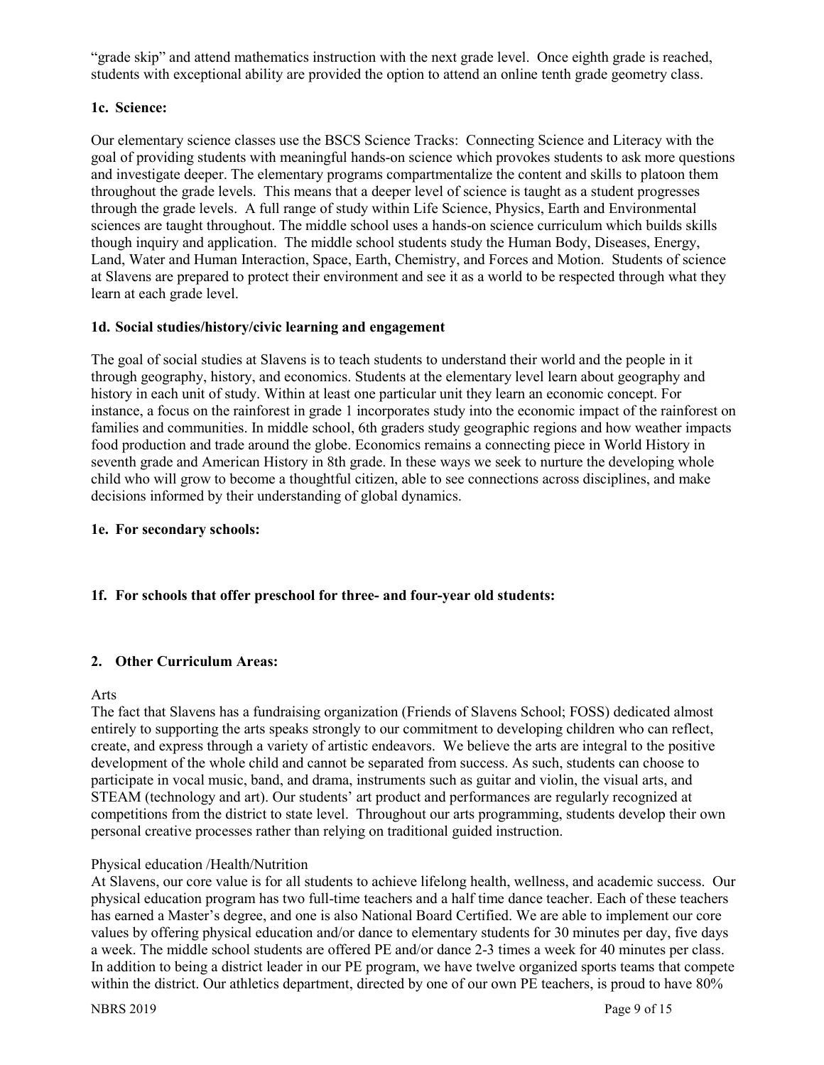"grade skip" and attend mathematics instruction with the next grade level. Once eighth grade is reached, students with exceptional ability are provided the option to attend an online tenth grade geometry class.

**1c. Science:**

Our elementary science classes use the BSCS Science Tracks: Connecting Science and Literacy with the goal of providing students with meaningful hands-on science which provokes students to ask more questions and investigate deeper. The elementary programs compartmentalize the content and skills to platoon them throughout the grade levels. This means that a deeper level of science is taught as a student progresses through the grade levels. A full range of study within Life Science, Physics, Earth and Environmental sciences are taught throughout. The middle school uses a hands-on science curriculum which builds skills though inquiry and application. The middle school students study the Human Body, Diseases, Energy, Land, Water and Human Interaction, Space, Earth, Chemistry, and Forces and Motion. Students of science at Slavens are prepared to protect their environment and see it as a world to be respected through what they learn at each grade level.

**1d. Social studies/history/civic learning and engagement**

The goal of social studies at Slavens is to teach students to understand their world and the people in it through geography, history, and economics. Students at the elementary level learn about geography and history in each unit of study. Within at least one particular unit they learn an economic concept. For instance, a focus on the rainforest in grade 1 incorporates study into the economic impact of the rainforest on families and communities. In middle school, 6th graders study geographic regions and how weather impacts food production and trade around the globe. Economics remains a connecting piece in World History in seventh grade and American History in 8th grade. In these ways we seek to nurture the developing whole child who will grow to become a thoughtful citizen, able to see connections across disciplines, and make decisions informed by their understanding of global dynamics.

**1e. For secondary schools:**

**1f. For schools that offer preschool for three- and four-year old students:**

**2. Other Curriculum Areas:**

Arts

The fact that Slavens has a fundraising organization (Friends of Slavens School; FOSS) dedicated almost entirely to supporting the arts speaks strongly to our commitment to developing children who can reflect, create, and express through a variety of artistic endeavors. We believe the arts are integral to the positive development of the whole child and cannot be separated from success. As such, students can choose to participate in vocal music, band, and drama, instruments such as guitar and violin, the visual arts, and STEAM (technology and art). Our students' art product and performances are regularly recognized at competitions from the district to state level. Throughout our arts programming, students develop their own personal creative processes rather than relying on traditional guided instruction.

Physical education /Health/Nutrition

At Slavens, our core value is for all students to achieve lifelong health, wellness, and academic success. Our physical education program has two full-time teachers and a half time dance teacher. Each of these teachers has earned a Master's degree, and one is also National Board Certified. We are able to implement our core values by offering physical education and/or dance to elementary students for 30 minutes per day, five days a week. The middle school students are offered PE and/or dance 2-3 times a week for 40 minutes per class. In addition to being a district leader in our PE program, we have twelve organized sports teams that compete within the district. Our athletics department, directed by one of our own PE teachers, is proud to have 80%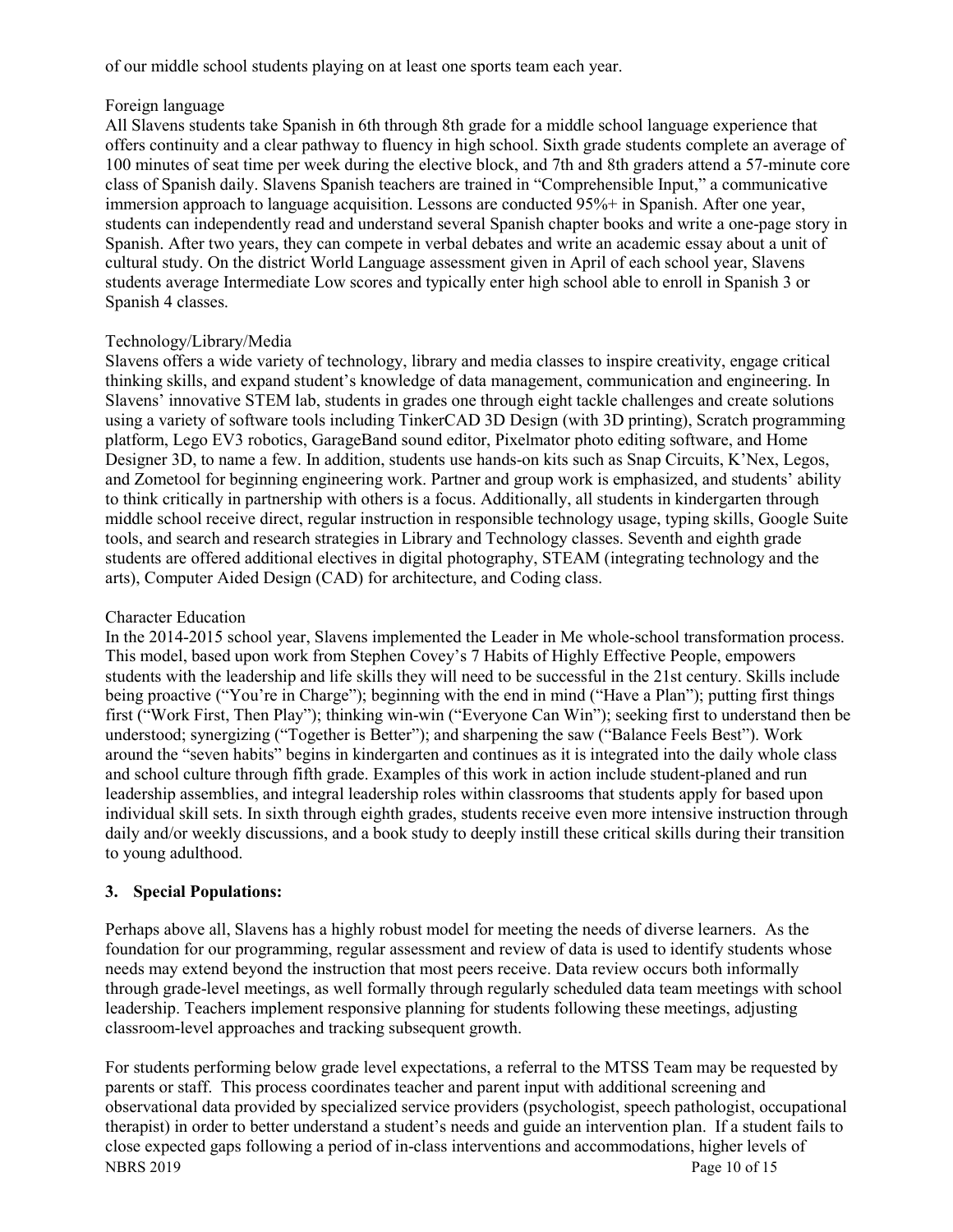of our middle school students playing on at least one sports team each year.

Foreign language

All Slavens students take Spanish in 6th through 8th grade for a middle school language experience that offers continuity and a clear pathway to fluency in high school. Sixth grade students complete an average of 100 minutes of seat time per week during the elective block, and 7th and 8th graders attend a 57-minute core class of Spanish daily. Slavens Spanish teachers are trained in "Comprehensible Input," a communicative immersion approach to language acquisition. Lessons are conducted 95%+ in Spanish. After one year, students can independently read and understand several Spanish chapter books and write a one-page story in Spanish. After two years, they can compete in verbal debates and write an academic essay about a unit of cultural study. On the district World Language assessment given in April of each school year, Slavens students average Intermediate Low scores and typically enter high school able to enroll in Spanish 3 or Spanish 4 classes.

Technology/Library/Media

Slavens offers a wide variety of technology, library and media classes to inspire creativity, engage critical thinking skills, and expand student's knowledge of data management, communication and engineering. In Slavens' innovative STEM lab, students in grades one through eight tackle challenges and create solutions using a variety of software tools including TinkerCAD 3D Design (with 3D printing), Scratch programming platform, Lego EV3 robotics, GarageBand sound editor, Pixelmator photo editing software, and Home Designer 3D, to name a few. In addition, students use hands-on kits such as Snap Circuits, K'Nex, Legos, and Zometool for beginning engineering work. Partner and group work is emphasized, and students' ability to think critically in partnership with others is a focus. Additionally, all students in kindergarten through middle school receive direct, regular instruction in responsible technology usage, typing skills, Google Suite tools, and search and research strategies in Library and Technology classes. Seventh and eighth grade students are offered additional electives in digital photography, STEAM (integrating technology and the arts), Computer Aided Design (CAD) for architecture, and Coding class.

Character Education

In the 2014-2015 school year, Slavens implemented the Leader in Me whole-school transformation process. This model, based upon work from Stephen Covey's 7 Habits of Highly Effective People, empowers students with the leadership and life skills they will need to be successful in the 21st century. Skills include being proactive ("You're in Charge"); beginning with the end in mind ("Have a Plan"); putting first things first ("Work First, Then Play"); thinking win-win ("Everyone Can Win"); seeking first to understand then be understood; synergizing ("Together is Better"); and sharpening the saw ("Balance Feels Best"). Work around the "seven habits" begins in kindergarten and continues as it is integrated into the daily whole class and school culture through fifth grade. Examples of this work in action include student-planed and run leadership assemblies, and integral leadership roles within classrooms that students apply for based upon individual skill sets. In sixth through eighth grades, students receive even more intensive instruction through daily and/or weekly discussions, and a book study to deeply instill these critical skills during their transition to young adulthood.

**3. Special Populations:**

Perhaps above all, Slavens has a highly robust model for meeting the needs of diverse learners. As the foundation for our programming, regular assessment and review of data is used to identify students whose needs may extend beyond the instruction that most peers receive. Data review occurs both informally through grade-level meetings, as well formally through regularly scheduled data team meetings with school leadership. Teachers implement responsive planning for students following these meetings, adjusting classroom-level approaches and tracking subsequent growth.

For students performing below grade level expectations, a referral to the MTSS Team may be requested by parents or staff. This process coordinates teacher and parent input with additional screening and observational data provided by specialized service providers (psychologist, speech pathologist, occupational therapist) in order to better understand a student's needs and guide an intervention plan. If a student fails to close expected gaps following a period of in-class interventions and accommodations, higher levels of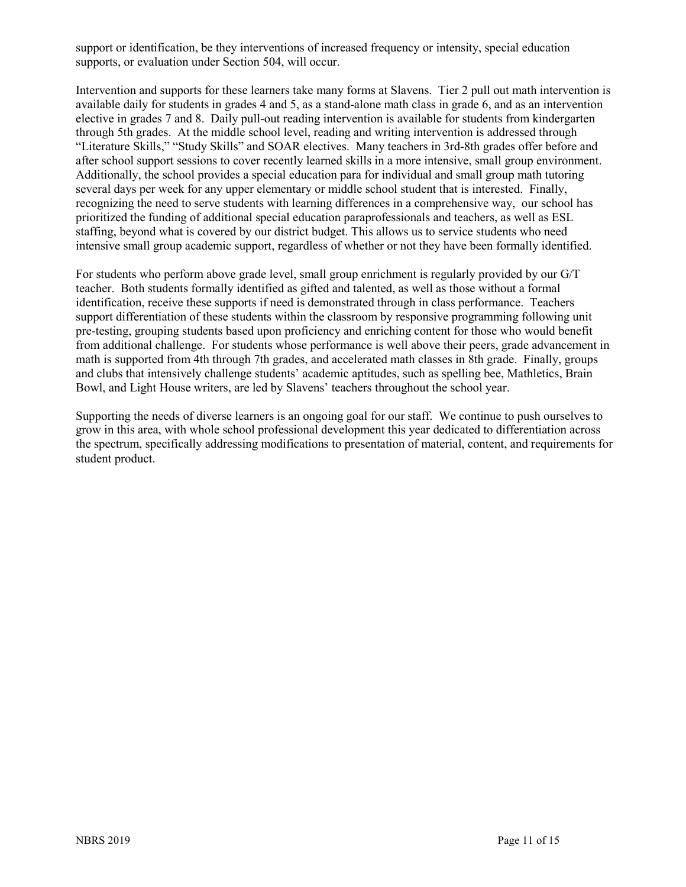support or identification, be they interventions of increased frequency or intensity, special education supports, or evaluation under Section 504, will occur.

Intervention and supports for these learners take many forms at Slavens. Tier 2 pull out math intervention is available daily for students in grades 4 and 5, as a stand-alone math class in grade 6, and as an intervention elective in grades 7 and 8. Daily pull-out reading intervention is available for students from kindergarten through 5th grades. At the middle school level, reading and writing intervention is addressed through "Literature Skills," "Study Skills" and SOAR electives. Many teachers in 3rd-8th grades offer before and after school support sessions to cover recently learned skills in a more intensive, small group environment. Additionally, the school provides a special education para for individual and small group math tutoring several days per week for any upper elementary or middle school student that is interested. Finally, recognizing the need to serve students with learning differences in a comprehensive way, our school has prioritized the funding of additional special education paraprofessionals and teachers, as well as ESL staffing, beyond what is covered by our district budget. This allows us to service students who need intensive small group academic support, regardless of whether or not they have been formally identified.

For students who perform above grade level, small group enrichment is regularly provided by our G/T teacher. Both students formally identified as gifted and talented, as well as those without a formal identification, receive these supports if need is demonstrated through in class performance. Teachers support differentiation of these students within the classroom by responsive programming following unit pre-testing, grouping students based upon proficiency and enriching content for those who would benefit from additional challenge. For students whose performance is well above their peers, grade advancement in math is supported from 4th through 7th grades, and accelerated math classes in 8th grade. Finally, groups and clubs that intensively challenge students' academic aptitudes, such as spelling bee, Mathletics, Brain Bowl, and Light House writers, are led by Slavens' teachers throughout the school year.

Supporting the needs of diverse learners is an ongoing goal for our staff. We continue to push ourselves to grow in this area, with whole school professional development this year dedicated to differentiation across the spectrum, specifically addressing modifications to presentation of material, content, and requirements for student product.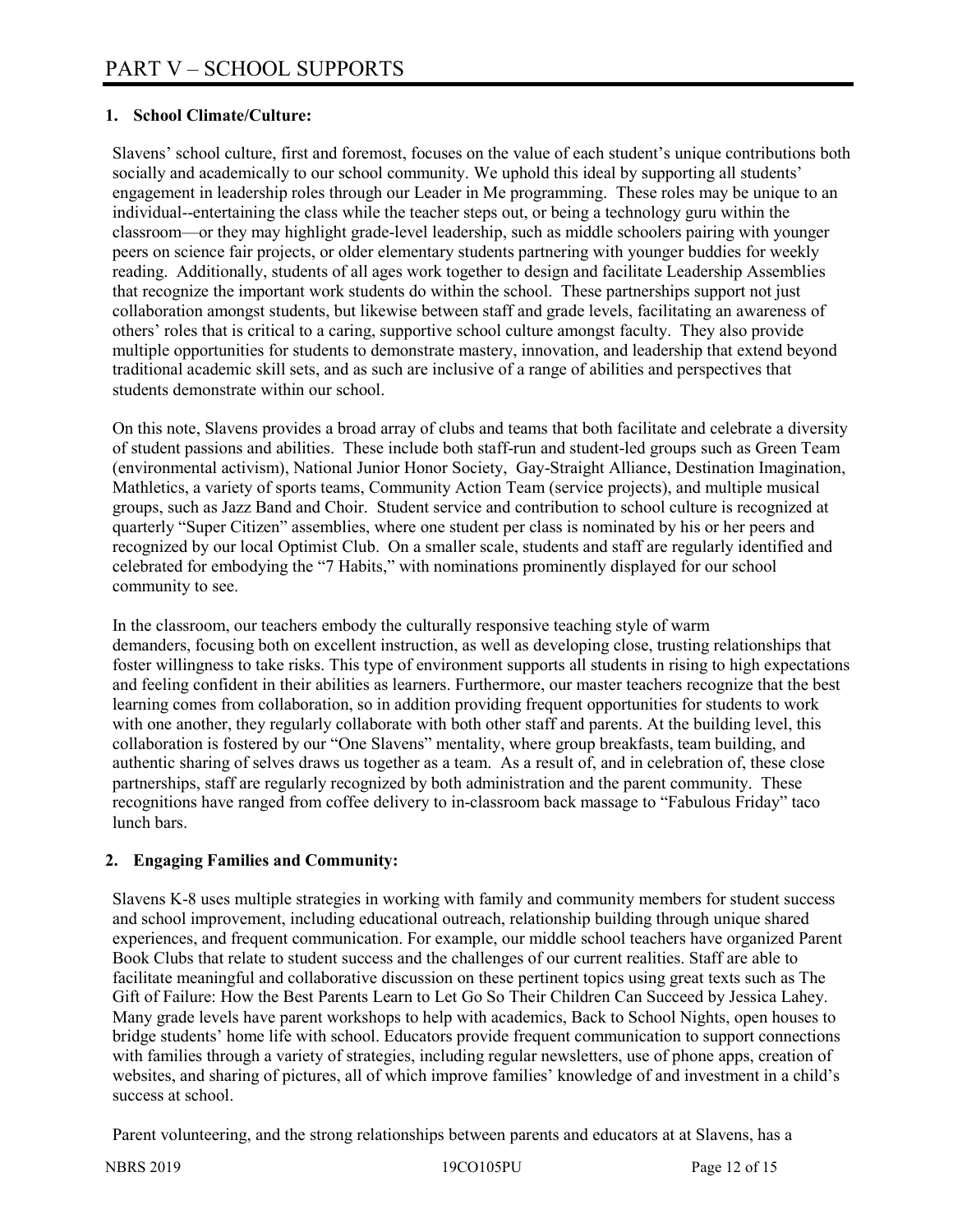# PART V – SCHOOL SUPPORTS

## 1. School Climate/Culture:

Slavens' school culture, first and foremost, focuses on the value of each student's unique contributions both socially and academically to our school community. We uphold this ideal by supporting all students' engagement in leadership roles through our Leader in Me programming. These roles may be unique to an individual--entertaining the class while the teacher steps out, or being a technology guru within the classroom—or they may highlight grade-level leadership, such as middle schoolers pairing with younger peers on science fair projects, or older elementary students partnering with younger buddies for weekly reading. Additionally, students of all ages work together to design and facilitate Leadership Assemblies that recognize the important work students do within the school. These partnerships support not just collaboration amongst students, but likewise between staff and grade levels, facilitating an awareness of others' roles that is critical to a caring, supportive school culture amongst faculty. They also provide multiple opportunities for students to demonstrate mastery, innovation, and leadership that extend beyond traditional academic skill sets, and as such are inclusive of a range of abilities and perspectives that students demonstrate within our school.

On this note, Slavens provides a broad array of clubs and teams that both facilitate and celebrate a diversity of student passions and abilities. These include both staff-run and student-led groups such as Green Team (environmental activism), National Junior Honor Society, Gay-Straight Alliance, Destination Imagination, Mathletics, a variety of sports teams, Community Action Team (service projects), and multiple musical groups, such as Jazz Band and Choir. Student service and contribution to school culture is recognized at quarterly "Super Citizen" assemblies, where one student per class is nominated by his or her peers and recognized by our local Optimist Club. On a smaller scale, students and staff are regularly identified and celebrated for embodying the "7 Habits," with nominations prominently displayed for our school community to see.

In the classroom, our teachers embody the culturally responsive teaching style of warm demanders, focusing both on excellent instruction, as well as developing close, trusting relationships that foster willingness to take risks. This type of environment supports all students in rising to high expectations and feeling confident in their abilities as learners. Furthermore, our master teachers recognize that the best learning comes from collaboration, so in addition providing frequent opportunities for students to work with one another, they regularly collaborate with both other staff and parents. At the building level, this collaboration is fostered by our "One Slavens" mentality, where group breakfasts, team building, and authentic sharing of selves draws us together as a team. As a result of, and in celebration of, these close partnerships, staff are regularly recognized by both administration and the parent community. These recognitions have ranged from coffee delivery to in-classroom back massage to "Fabulous Friday" taco lunch bars.

## 2. Engaging Families and Community:

Slavens K-8 uses multiple strategies in working with family and community members for student success and school improvement, including educational outreach, relationship building through unique shared experiences, and frequent communication. For example, our middle school teachers have organized Parent Book Clubs that relate to student success and the challenges of our current realities. Staff are able to facilitate meaningful and collaborative discussion on these pertinent topics using great texts such as The Gift of Failure: How the Best Parents Learn to Let Go So Their Children Can Succeed by Jessica Lahey. Many grade levels have parent workshops to help with academics, Back to School Nights, open houses to bridge students' home life with school. Educators provide frequent communication to support connections with families through a variety of strategies, including regular newsletters, use of phone apps, creation of websites, and sharing of pictures, all of which improve families' knowledge of and investment in a child's success at school.

Parent volunteering, and the strong relationships between parents and educators at at Slavens, has a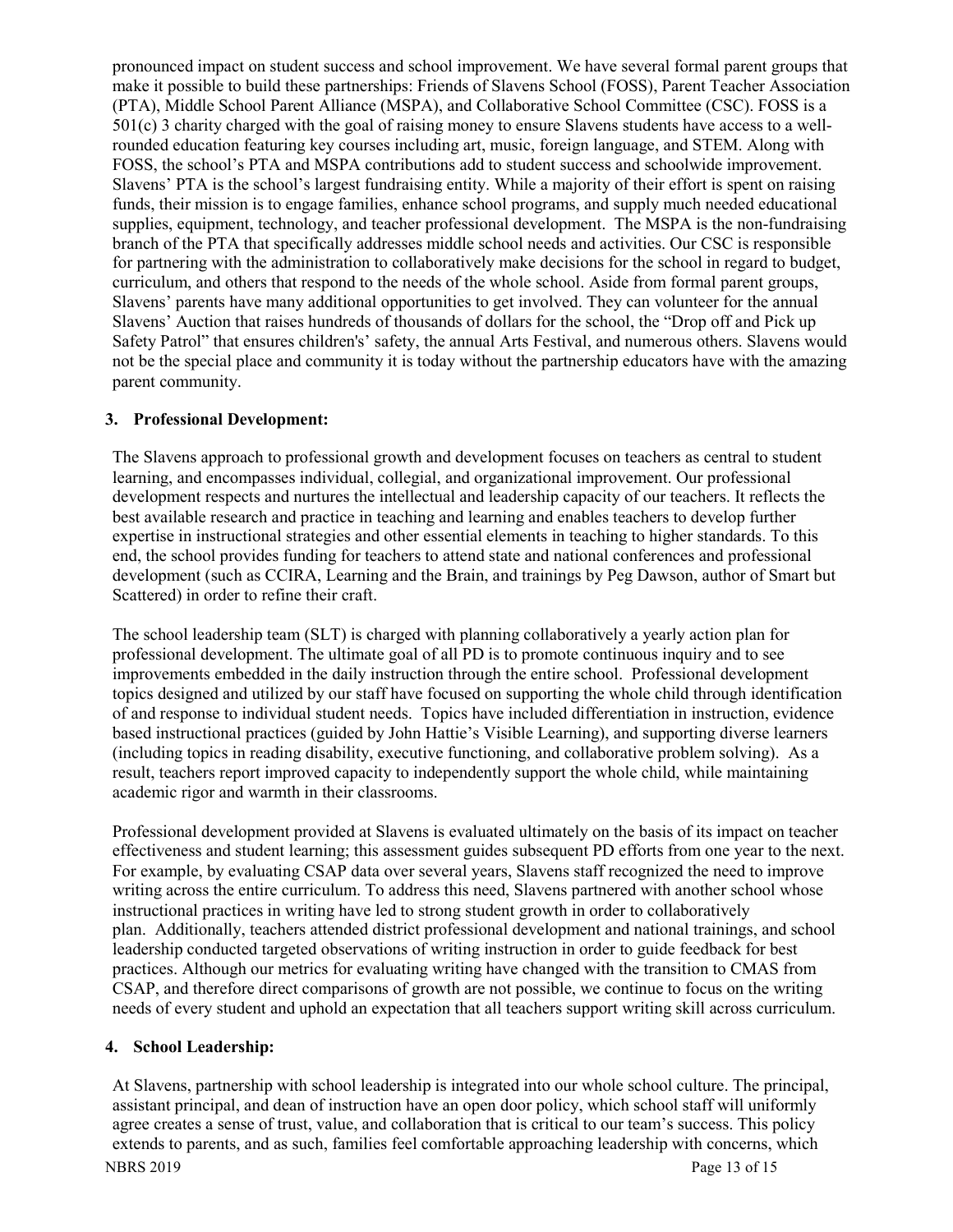pronounced impact on student success and school improvement. We have several formal parent groups that make it possible to build these partnerships: Friends of Slavens School (FOSS), Parent Teacher Association (PTA), Middle School Parent Alliance (MSPA), and Collaborative School Committee (CSC). FOSS is a 501(c) 3 charity charged with the goal of raising money to ensure Slavens students have access to a well-rounded education featuring key courses including art, music, foreign language, and STEM. Along with FOSS, the school's PTA and MSPA contributions add to student success and schoolwide improvement. Slavens' PTA is the school's largest fundraising entity. While a majority of their effort is spent on raising funds, their mission is to engage families, enhance school programs, and supply much needed educational supplies, equipment, technology, and teacher professional development. The MSPA is the non-fundraising branch of the PTA that specifically addresses middle school needs and activities. Our CSC is responsible for partnering with the administration to collaboratively make decisions for the school in regard to budget, curriculum, and others that respond to the needs of the whole school. Aside from formal parent groups, Slavens' parents have many additional opportunities to get involved. They can volunteer for the annual Slavens' Auction that raises hundreds of thousands of dollars for the school, the "Drop off and Pick up Safety Patrol" that ensures children's' safety, the annual Arts Festival, and numerous others. Slavens would not be the special place and community it is today without the partnership educators have with the amazing parent community.

### 3. Professional Development:

The Slavens approach to professional growth and development focuses on teachers as central to student learning, and encompasses individual, collegial, and organizational improvement. Our professional development respects and nurtures the intellectual and leadership capacity of our teachers. It reflects the best available research and practice in teaching and learning and enables teachers to develop further expertise in instructional strategies and other essential elements in teaching to higher standards. To this end, the school provides funding for teachers to attend state and national conferences and professional development (such as CCIRA, Learning and the Brain, and trainings by Peg Dawson, author of Smart but Scattered) in order to refine their craft.

The school leadership team (SLT) is charged with planning collaboratively a yearly action plan for professional development. The ultimate goal of all PD is to promote continuous inquiry and to see improvements embedded in the daily instruction through the entire school. Professional development topics designed and utilized by our staff have focused on supporting the whole child through identification of and response to individual student needs. Topics have included differentiation in instruction, evidence based instructional practices (guided by John Hattie's Visible Learning), and supporting diverse learners (including topics in reading disability, executive functioning, and collaborative problem solving). As a result, teachers report improved capacity to independently support the whole child, while maintaining academic rigor and warmth in their classrooms.

Professional development provided at Slavens is evaluated ultimately on the basis of its impact on teacher effectiveness and student learning; this assessment guides subsequent PD efforts from one year to the next. For example, by evaluating CSAP data over several years, Slavens staff recognized the need to improve writing across the entire curriculum. To address this need, Slavens partnered with another school whose instructional practices in writing have led to strong student growth in order to collaboratively plan. Additionally, teachers attended district professional development and national trainings, and school leadership conducted targeted observations of writing instruction in order to guide feedback for best practices. Although our metrics for evaluating writing have changed with the transition to CMAS from CSAP, and therefore direct comparisons of growth are not possible, we continue to focus on the writing needs of every student and uphold an expectation that all teachers support writing skill across curriculum.

### 4. School Leadership:

At Slavens, partnership with school leadership is integrated into our whole school culture. The principal, assistant principal, and dean of instruction have an open door policy, which school staff will uniformly agree creates a sense of trust, value, and collaboration that is critical to our team's success. This policy extends to parents, and as such, families feel comfortable approaching leadership with concerns, which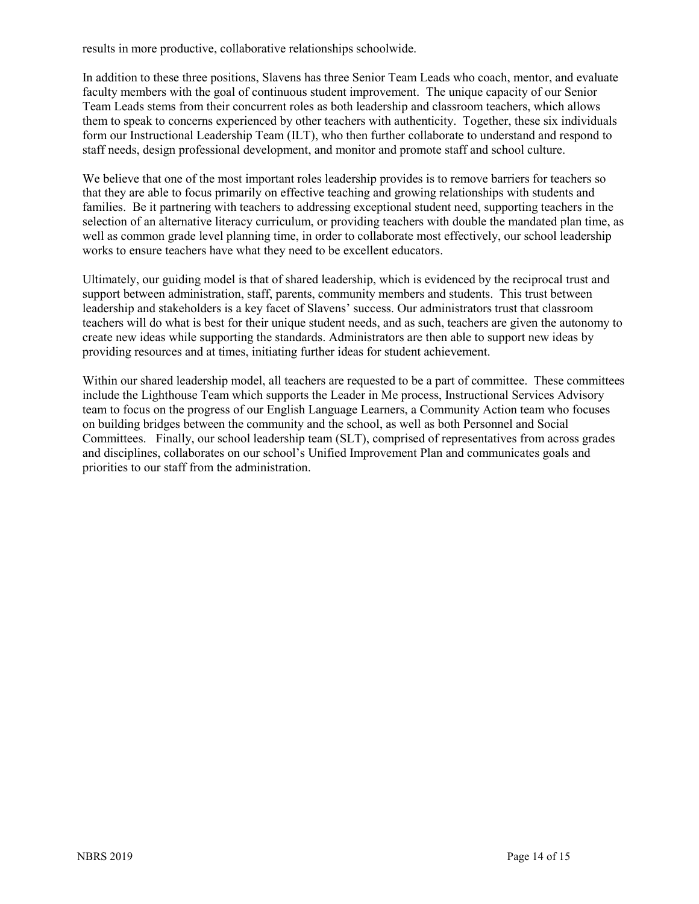results in more productive, collaborative relationships schoolwide.

In addition to these three positions, Slavens has three Senior Team Leads who coach, mentor, and evaluate faculty members with the goal of continuous student improvement. The unique capacity of our Senior Team Leads stems from their concurrent roles as both leadership and classroom teachers, which allows them to speak to concerns experienced by other teachers with authenticity. Together, these six individuals form our Instructional Leadership Team (ILT), who then further collaborate to understand and respond to staff needs, design professional development, and monitor and promote staff and school culture.

We believe that one of the most important roles leadership provides is to remove barriers for teachers so that they are able to focus primarily on effective teaching and growing relationships with students and families. Be it partnering with teachers to addressing exceptional student need, supporting teachers in the selection of an alternative literacy curriculum, or providing teachers with double the mandated plan time, as well as common grade level planning time, in order to collaborate most effectively, our school leadership works to ensure teachers have what they need to be excellent educators.

Ultimately, our guiding model is that of shared leadership, which is evidenced by the reciprocal trust and support between administration, staff, parents, community members and students. This trust between leadership and stakeholders is a key facet of Slavens' success. Our administrators trust that classroom teachers will do what is best for their unique student needs, and as such, teachers are given the autonomy to create new ideas while supporting the standards. Administrators are then able to support new ideas by providing resources and at times, initiating further ideas for student achievement.

Within our shared leadership model, all teachers are requested to be a part of committee. These committees include the Lighthouse Team which supports the Leader in Me process, Instructional Services Advisory team to focus on the progress of our English Language Learners, a Community Action team who focuses on building bridges between the community and the school, as well as both Personnel and Social Committees. Finally, our school leadership team (SLT), comprised of representatives from across grades and disciplines, collaborates on our school's Unified Improvement Plan and communicates goals and priorities to our staff from the administration.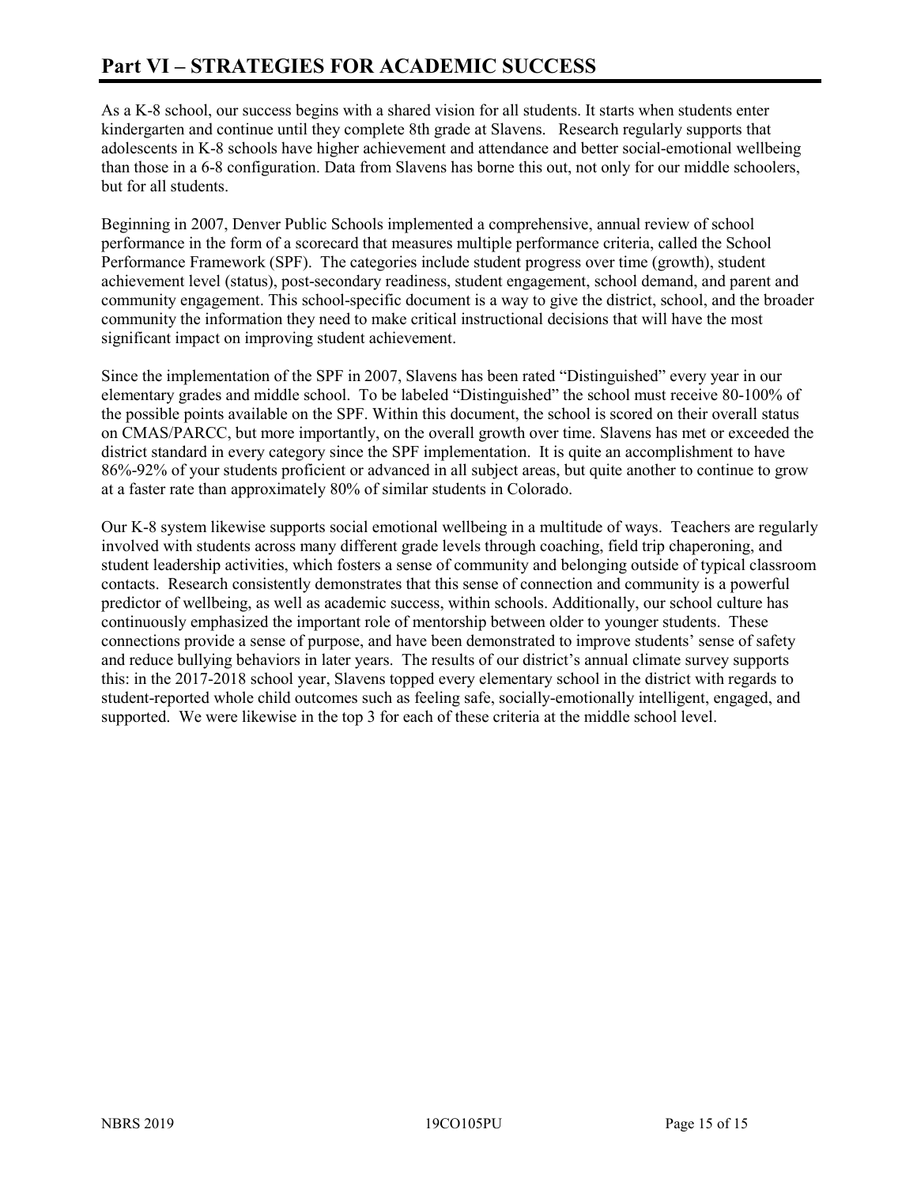# Part VI – STRATEGIES FOR ACADEMIC SUCCESS

As a K-8 school, our success begins with a shared vision for all students. It starts when students enter kindergarten and continue until they complete 8th grade at Slavens. Research regularly supports that adolescents in K-8 schools have higher achievement and attendance and better social-emotional wellbeing than those in a 6-8 configuration. Data from Slavens has borne this out, not only for our middle schoolers, but for all students.

Beginning in 2007, Denver Public Schools implemented a comprehensive, annual review of school performance in the form of a scorecard that measures multiple performance criteria, called the School Performance Framework (SPF). The categories include student progress over time (growth), student achievement level (status), post-secondary readiness, student engagement, school demand, and parent and community engagement. This school-specific document is a way to give the district, school, and the broader community the information they need to make critical instructional decisions that will have the most significant impact on improving student achievement.

Since the implementation of the SPF in 2007, Slavens has been rated "Distinguished" every year in our elementary grades and middle school. To be labeled "Distinguished" the school must receive 80-100% of the possible points available on the SPF. Within this document, the school is scored on their overall status on CMAS/PARCC, but more importantly, on the overall growth over time. Slavens has met or exceeded the district standard in every category since the SPF implementation. It is quite an accomplishment to have 86%-92% of your students proficient or advanced in all subject areas, but quite another to continue to grow at a faster rate than approximately 80% of similar students in Colorado.

Our K-8 system likewise supports social emotional wellbeing in a multitude of ways. Teachers are regularly involved with students across many different grade levels through coaching, field trip chaperoning, and student leadership activities, which fosters a sense of community and belonging outside of typical classroom contacts. Research consistently demonstrates that this sense of connection and community is a powerful predictor of wellbeing, as well as academic success, within schools. Additionally, our school culture has continuously emphasized the important role of mentorship between older to younger students. These connections provide a sense of purpose, and have been demonstrated to improve students' sense of safety and reduce bullying behaviors in later years. The results of our district's annual climate survey supports this: in the 2017-2018 school year, Slavens topped every elementary school in the district with regards to student-reported whole child outcomes such as feeling safe, socially-emotionally intelligent, engaged, and supported. We were likewise in the top 3 for each of these criteria at the middle school level.